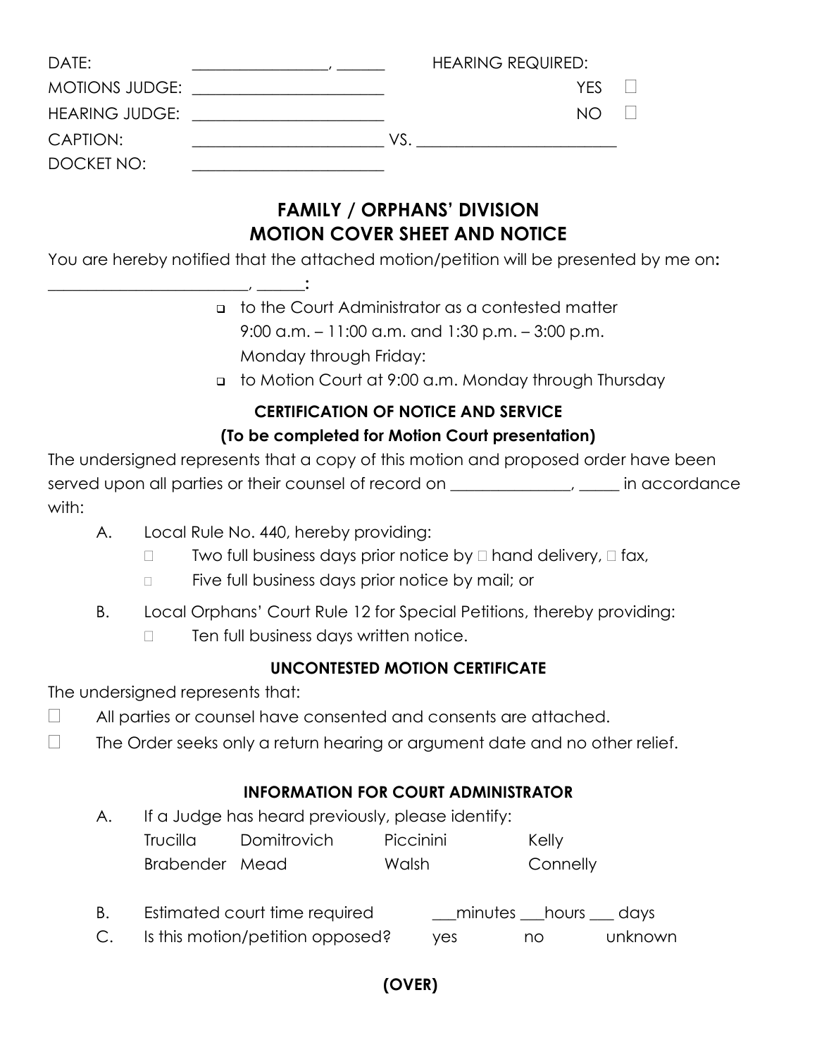DATE: ________________, ______ HEARING REQUIRED:

MOTIONS JUDGE: ______________________ YES ☐

HEARING JUDGE: ______________________ NO ☐

CAPTION: ______________________ VS. ______________________

DOCKET NO: ______________________

# FAMILY / ORPHANS' DIVISION
# MOTION COVER SHEET AND NOTICE

You are hereby notified that the attached motion/petition will be presented by me on:

________________________, ______:

- ☐ to the Court Administrator as a contested matter 9:00 a.m. – 11:00 a.m. and 1:30 p.m. – 3:00 p.m. Monday through Friday:
- ☐ to Motion Court at 9:00 a.m. Monday through Thursday

## CERTIFICATION OF NOTICE AND SERVICE
## (To be completed for Motion Court presentation)

The undersigned represents that a copy of this motion and proposed order have been served upon all parties or their counsel of record on ______________, _____ in accordance with:

A. Local Rule No. 440, hereby providing:
   - ☐ Two full business days prior notice by ☐ hand delivery, ☐ fax,
   - ☐ Five full business days prior notice by mail; or

B. Local Orphans' Court Rule 12 for Special Petitions, thereby providing:
   - ☐ Ten full business days written notice.

## UNCONTESTED MOTION CERTIFICATE

The undersigned represents that:

☐ All parties or counsel have consented and consents are attached.

☐ The Order seeks only a return hearing or argument date and no other relief.

## INFORMATION FOR COURT ADMINISTRATOR

A. If a Judge has heard previously, please identify:

| Trucilla | Domitrovich | Piccinini | Kelly |
|---|---|---|---|
| Brabender | Mead | Walsh | Connelly |

B. Estimated court time required ___minutes ___hours ___ days

C. Is this motion/petition opposed? yes no unknown

**(OVER)**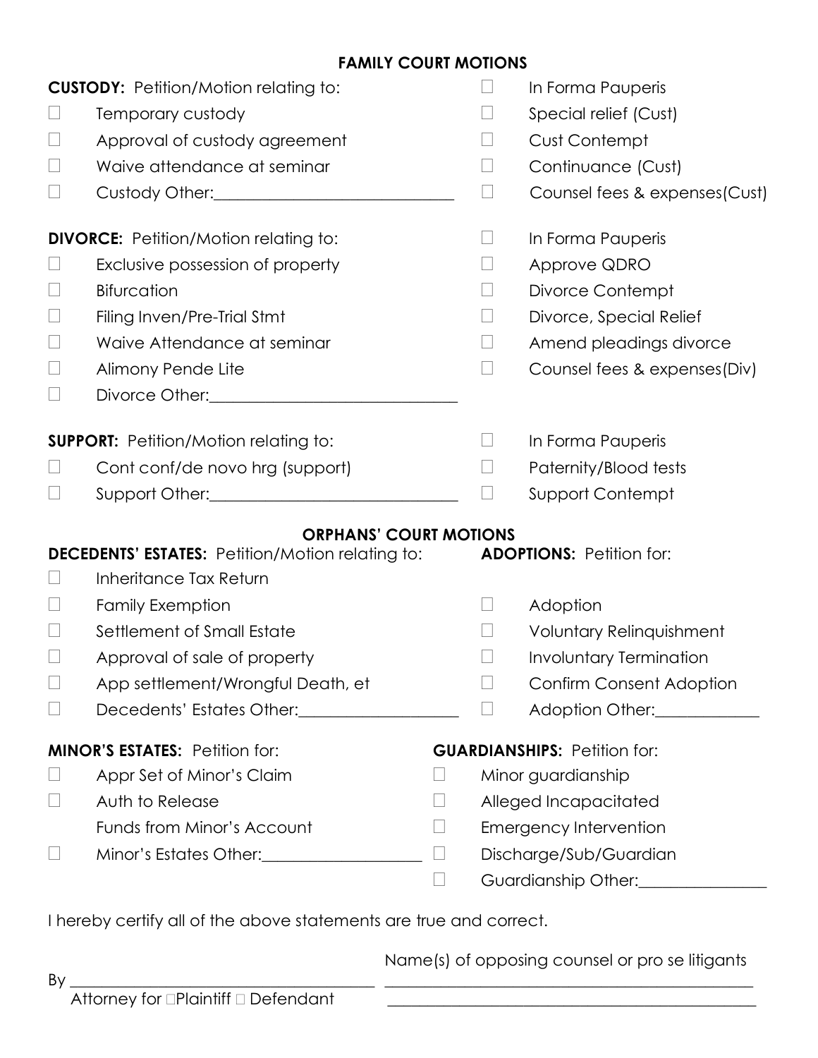## FAMILY COURT MOTIONS

**CUSTODY:** Petition/Motion relating to:

- ☐ Temporary custody
- ☐ Approval of custody agreement
- ☐ Waive attendance at seminar
- ☐ Custody Other:____________________________
- ☐ In Forma Pauperis
- ☐ Special relief (Cust)
- ☐ Cust Contempt
- ☐ Continuance (Cust)
- ☐ Counsel fees & expenses(Cust)

**DIVORCE:** Petition/Motion relating to:

- ☐ Exclusive possession of property
- ☐ Bifurcation
- ☐ Filing Inven/Pre-Trial Stmt
- ☐ Waive Attendance at seminar
- ☐ Alimony Pende Lite
- ☐ Divorce Other:____________________________
- ☐ In Forma Pauperis
- ☐ Approve QDRO
- ☐ Divorce Contempt
- ☐ Divorce, Special Relief
- ☐ Amend pleadings divorce
- ☐ Counsel fees & expenses(Div)

**SUPPORT:** Petition/Motion relating to:

- ☐ Cont conf/de novo hrg (support)
- ☐ Support Other:____________________________
- ☐ In Forma Pauperis
- ☐ Paternity/Blood tests
- ☐ Support Contempt

## ORPHANS' COURT MOTIONS

**DECEDENTS' ESTATES:** Petition/Motion relating to:

- ☐ Inheritance Tax Return
- ☐ Family Exemption
- ☐ Settlement of Small Estate
- ☐ Approval of sale of property
- ☐ App settlement/Wrongful Death, et
- ☐ Decedents' Estates Other:__________________

**ADOPTIONS:** Petition for:

- ☐ Adoption
- ☐ Voluntary Relinquishment
- ☐ Involuntary Termination
- ☐ Confirm Consent Adoption
- ☐ Adoption Other:____________

**MINOR'S ESTATES:** Petition for:

- ☐ Appr Set of Minor's Claim
- ☐ Auth to Release Funds from Minor's Account
- ☐ Minor's Estates Other:__________________

**GUARDIANSHIPS:** Petition for:

- ☐ Minor guardianship
- ☐ Alleged Incapacitated
- ☐ Emergency Intervention
- ☐ Discharge/Sub/Guardian
- ☐ Guardianship Other:_______________

I hereby certify all of the above statements are true and correct.

By ____________________________________

Attorney for ☐Plaintiff ☐ Defendant

Name(s) of opposing counsel or pro se litigants

____________________________________________

____________________________________________